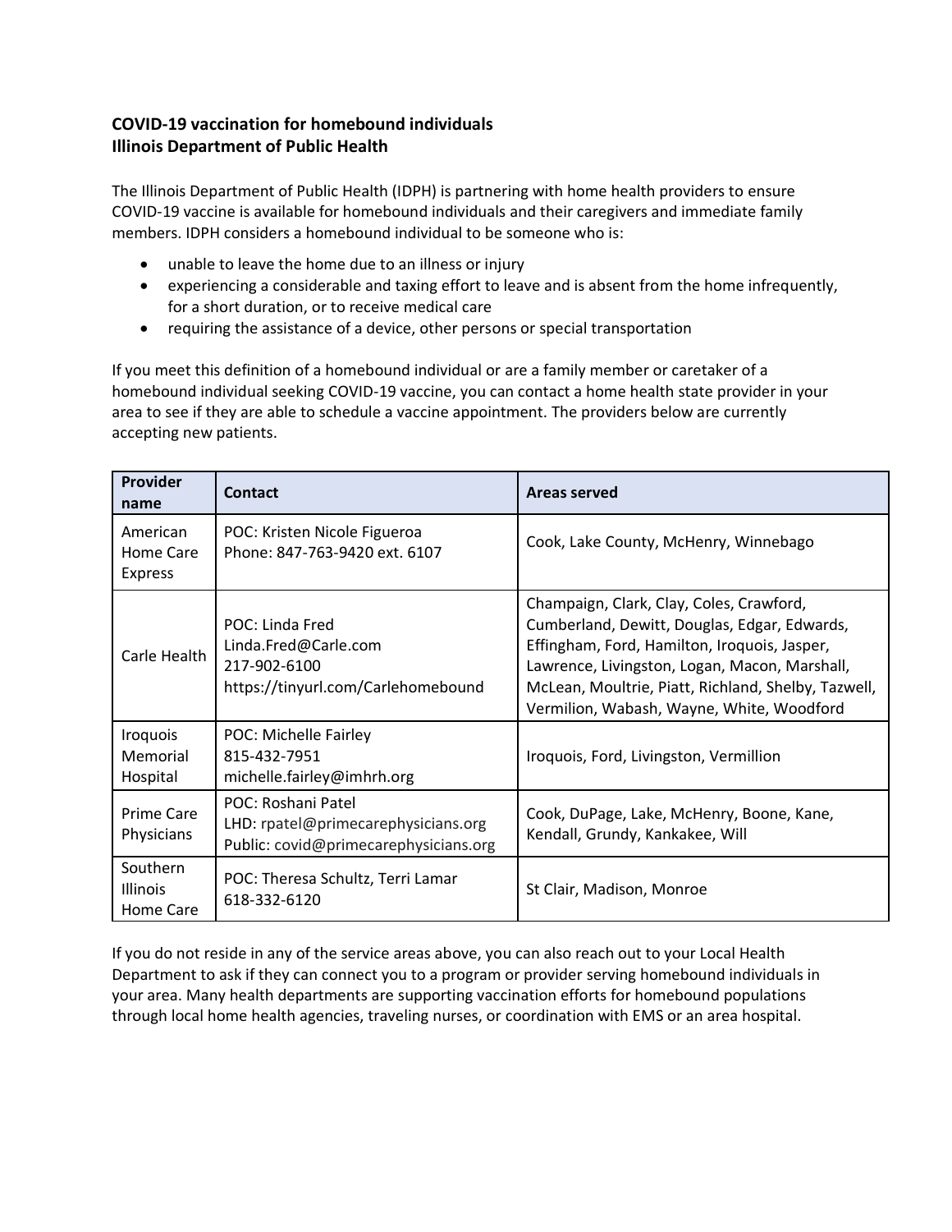**COVID-19 vaccination for homebound individuals**
**Illinois Department of Public Health**

The Illinois Department of Public Health (IDPH) is partnering with home health providers to ensure COVID-19 vaccine is available for homebound individuals and their caregivers and immediate family members. IDPH considers a homebound individual to be someone who is:

- unable to leave the home due to an illness or injury
- experiencing a considerable and taxing effort to leave and is absent from the home infrequently, for a short duration, or to receive medical care
- requiring the assistance of a device, other persons or special transportation

If you meet this definition of a homebound individual or are a family member or caretaker of a homebound individual seeking COVID-19 vaccine, you can contact a home health state provider in your area to see if they are able to schedule a vaccine appointment. The providers below are currently accepting new patients.

| Provider name | Contact | Areas served |
|---|---|---|
| American Home Care Express | POC: Kristen Nicole Figueroa<br>Phone: 847-763-9420 ext. 6107 | Cook, Lake County, McHenry, Winnebago |
| Carle Health | POC: Linda Fred<br>Linda.Fred@Carle.com<br>217-902-6100<br>https://tinyurl.com/Carlehomebound | Champaign, Clark, Clay, Coles, Crawford, Cumberland, Dewitt, Douglas, Edgar, Edwards, Effingham, Ford, Hamilton, Iroquois, Jasper, Lawrence, Livingston, Logan, Macon, Marshall, McLean, Moultrie, Piatt, Richland, Shelby, Tazwell, Vermilion, Wabash, Wayne, White, Woodford |
| Iroquois Memorial Hospital | POC: Michelle Fairley<br>815-432-7951<br>michelle.fairley@imhrh.org | Iroquois, Ford, Livingston, Vermillion |
| Prime Care Physicians | POC: Roshani Patel<br>LHD: rpatel@primecarephysicians.org<br>Public: covid@primecarephysicians.org | Cook, DuPage, Lake, McHenry, Boone, Kane, Kendall, Grundy, Kankakee, Will |
| Southern Illinois Home Care | POC: Theresa Schultz, Terri Lamar<br>618-332-6120 | St Clair, Madison, Monroe |

If you do not reside in any of the service areas above, you can also reach out to your Local Health Department to ask if they can connect you to a program or provider serving homebound individuals in your area. Many health departments are supporting vaccination efforts for homebound populations through local home health agencies, traveling nurses, or coordination with EMS or an area hospital.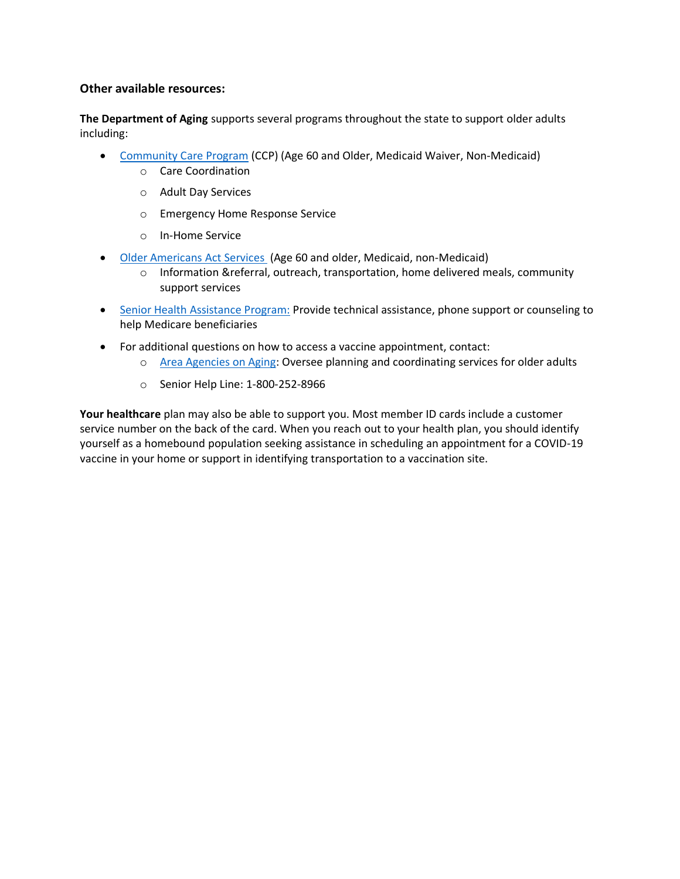### Other available resources:

**The Department of Aging** supports several programs throughout the state to support older adults including:

- Community Care Program (CCP) (Age 60 and Older, Medicaid Waiver, Non-Medicaid)
  - Care Coordination
  - Adult Day Services
  - Emergency Home Response Service
  - In-Home Service
- Older Americans Act Services (Age 60 and older, Medicaid, non-Medicaid)
  - Information &referral, outreach, transportation, home delivered meals, community support services
- Senior Health Assistance Program: Provide technical assistance, phone support or counseling to help Medicare beneficiaries
- For additional questions on how to access a vaccine appointment, contact:
  - Area Agencies on Aging: Oversee planning and coordinating services for older adults
  - Senior Help Line: 1-800-252-8966

**Your healthcare** plan may also be able to support you. Most member ID cards include a customer service number on the back of the card. When you reach out to your health plan, you should identify yourself as a homebound population seeking assistance in scheduling an appointment for a COVID-19 vaccine in your home or support in identifying transportation to a vaccination site.